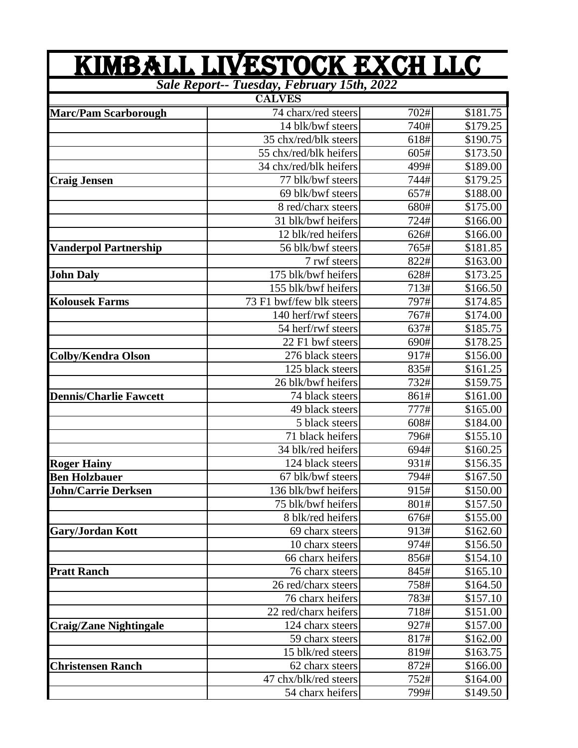# KIMBALL LIVESTOCK EXCH LLC

***Sale Report-- Tuesday, February 15th, 2022***

**CALVES**

| | | | |
|---|---|---|---|
| **Marc/Pam Scarborough** | 74 charx/red steers | 702# | $181.75 |
| | 14 blk/bwf steers | 740# | $179.25 |
| | 35 chx/red/blk steers | 618# | $190.75 |
| | 55 chx/red/blk heifers | 605# | $173.50 |
| | 34 chx/red/blk heifers | 499# | $189.00 |
| **Craig Jensen** | 77 blk/bwf steers | 744# | $179.25 |
| | 69 blk/bwf steers | 657# | $188.00 |
| | 8 red/charx steers | 680# | $175.00 |
| | 31 blk/bwf heifers | 724# | $166.00 |
| | 12 blk/red heifers | 626# | $166.00 |
| **Vanderpol Partnership** | 56 blk/bwf steers | 765# | $181.85 |
| | 7 rwf steers | 822# | $163.00 |
| **John Daly** | 175 blk/bwf heifers | 628# | $173.25 |
| | 155 blk/bwf heifers | 713# | $166.50 |
| **Kolousek Farms** | 73 F1 bwf/few blk steers | 797# | $174.85 |
| | 140 herf/rwf steers | 767# | $174.00 |
| | 54 herf/rwf steers | 637# | $185.75 |
| | 22 F1 bwf steers | 690# | $178.25 |
| **Colby/Kendra Olson** | 276 black steers | 917# | $156.00 |
| | 125 black steers | 835# | $161.25 |
| | 26 blk/bwf heifers | 732# | $159.75 |
| **Dennis/Charlie Fawcett** | 74 black steers | 861# | $161.00 |
| | 49 black steers | 777# | $165.00 |
| | 5 black steers | 608# | $184.00 |
| | 71 black heifers | 796# | $155.10 |
| | 34 blk/red heifers | 694# | $160.25 |
| **Roger Hainy** | 124 black steers | 931# | $156.35 |
| **Ben Holzbauer** | 67 blk/bwf steers | 794# | $167.50 |
| **John/Carrie Derksen** | 136 blk/bwf heifers | 915# | $150.00 |
| | 75 blk/bwf heifers | 801# | $157.50 |
| | 8 blk/red heifers | 676# | $155.00 |
| **Gary/Jordan Kott** | 69 charx steers | 913# | $162.60 |
| | 10 charx steers | 974# | $156.50 |
| | 66 charx heifers | 856# | $154.10 |
| **Pratt Ranch** | 76 charx steers | 845# | $165.10 |
| | 26 red/charx steers | 758# | $164.50 |
| | 76 charx heifers | 783# | $157.10 |
| | 22 red/charx heifers | 718# | $151.00 |
| **Craig/Zane Nightingale** | 124 charx steers | 927# | $157.00 |
| | 59 charx steers | 817# | $162.00 |
| | 15 blk/red steers | 819# | $163.75 |
| **Christensen Ranch** | 62 charx steers | 872# | $166.00 |
| | 47 chx/blk/red steers | 752# | $164.00 |
| | 54 charx heifers | 799# | $149.50 |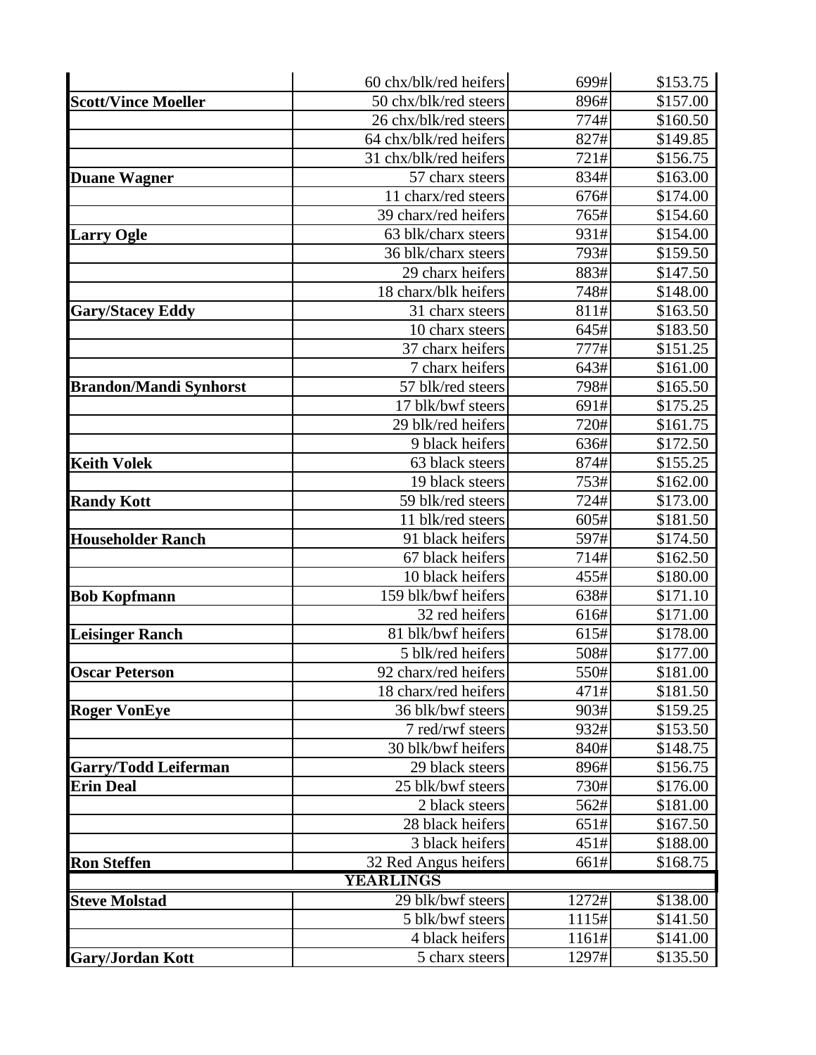| | | | |
|---|---|---|---|
| | 60 chx/blk/red heifers | 699# | $153.75 |
| **Scott/Vince Moeller** | 50 chx/blk/red steers | 896# | $157.00 |
| | 26 chx/blk/red steers | 774# | $160.50 |
| | 64 chx/blk/red heifers | 827# | $149.85 |
| | 31 chx/blk/red heifers | 721# | $156.75 |
| **Duane Wagner** | 57 charx steers | 834# | $163.00 |
| | 11 charx/red steers | 676# | $174.00 |
| | 39 charx/red heifers | 765# | $154.60 |
| **Larry Ogle** | 63 blk/charx steers | 931# | $154.00 |
| | 36 blk/charx steers | 793# | $159.50 |
| | 29 charx heifers | 883# | $147.50 |
| | 18 charx/blk heifers | 748# | $148.00 |
| **Gary/Stacey Eddy** | 31 charx steers | 811# | $163.50 |
| | 10 charx steers | 645# | $183.50 |
| | 37 charx heifers | 777# | $151.25 |
| | 7 charx heifers | 643# | $161.00 |
| **Brandon/Mandi Synhorst** | 57 blk/red steers | 798# | $165.50 |
| | 17 blk/bwf steers | 691# | $175.25 |
| | 29 blk/red heifers | 720# | $161.75 |
| | 9 black heifers | 636# | $172.50 |
| **Keith Volek** | 63 black steers | 874# | $155.25 |
| | 19 black steers | 753# | $162.00 |
| **Randy Kott** | 59 blk/red steers | 724# | $173.00 |
| | 11 blk/red steers | 605# | $181.50 |
| **Householder Ranch** | 91 black heifers | 597# | $174.50 |
| | 67 black heifers | 714# | $162.50 |
| | 10 black heifers | 455# | $180.00 |
| **Bob Kopfmann** | 159 blk/bwf heifers | 638# | $171.10 |
| | 32 red heifers | 616# | $171.00 |
| **Leisinger Ranch** | 81 blk/bwf heifers | 615# | $178.00 |
| | 5 blk/red heifers | 508# | $177.00 |
| **Oscar Peterson** | 92 charx/red heifers | 550# | $181.00 |
| | 18 charx/red heifers | 471# | $181.50 |
| **Roger VonEye** | 36 blk/bwf steers | 903# | $159.25 |
| | 7 red/rwf steers | 932# | $153.50 |
| | 30 blk/bwf heifers | 840# | $148.75 |
| **Garry/Todd Leiferman** | 29 black steers | 896# | $156.75 |
| **Erin Deal** | 25 blk/bwf steers | 730# | $176.00 |
| | 2 black steers | 562# | $181.00 |
| | 28 black heifers | 651# | $167.50 |
| | 3 black heifers | 451# | $188.00 |
| **Ron Steffen** | 32 Red Angus heifers | 661# | $168.75 |
| **YEARLINGS** | | | |
| **Steve Molstad** | 29 blk/bwf steers | 1272# | $138.00 |
| | 5 blk/bwf steers | 1115# | $141.50 |
| | 4 black heifers | 1161# | $141.00 |
| **Gary/Jordan Kott** | 5 charx steers | 1297# | $135.50 |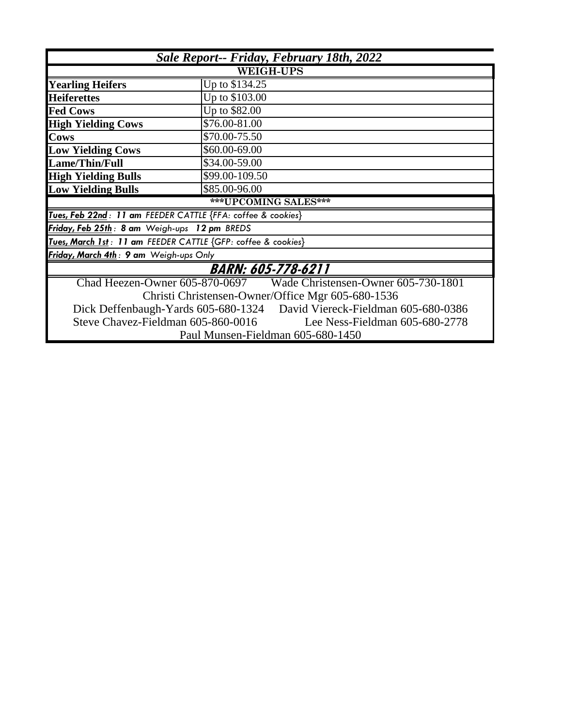# *Sale Report-- Friday, February 18th, 2022*

| WEIGH-UPS | |
|---|---|
| **Yearling Heifers** | Up to $134.25 |
| **Heiferettes** | Up to $103.00 |
| **Fed Cows** | Up to $82.00 |
| **High Yielding Cows** | $76.00-81.00 |
| **Cows** | $70.00-75.50 |
| **Low Yielding Cows** | $60.00-69.00 |
| **Lame/Thin/Full** | $34.00-59.00 |
| **High Yielding Bulls** | $99.00-109.50 |
| **Low Yielding Bulls** | $85.00-96.00 |

**\*\*\*UPCOMING SALES\*\*\***

***Tues, Feb 22nd*** *: **11 am** FEEDER CATTLE {FFA: coffee & cookies}*

***Friday, Feb 25th*** *: **8 am** Weigh-ups **12 pm** BREDS*

***Tues, March 1st*** *: **11 am** FEEDER CATTLE {GFP: coffee & cookies}*

***Friday, March 4th*** *: **9 am** Weigh-ups Only*

## *BARN: 605-778-6211*

Chad Heezen-Owner 605-870-0697 Wade Christensen-Owner 605-730-1801

Christi Christensen-Owner/Office Mgr 605-680-1536

Dick Deffenbaugh-Yards 605-680-1324 David Viereck-Fieldman 605-680-0386

Steve Chavez-Fieldman 605-860-0016 Lee Ness-Fieldman 605-680-2778

Paul Munsen-Fieldman 605-680-1450